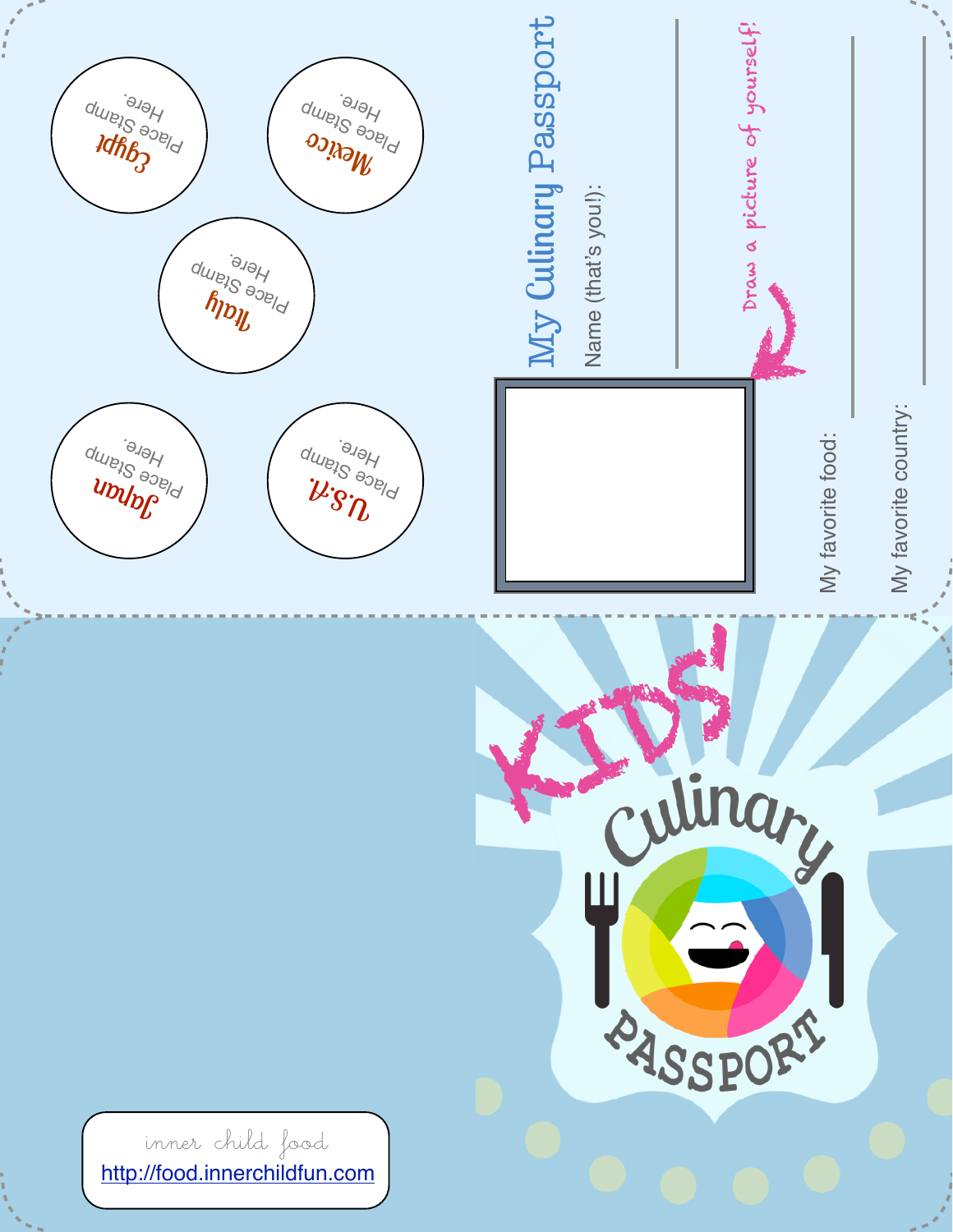# Kids' Culinary Passport

inner child food

http://food.innerchildfun.com

## My Culinary Passport

Name (that's you!):

Draw a picture of yourself!

My favorite food:

My favorite country:

**Egypt**
Place Stamp Here.

**Mexico**
Place Stamp Here.

**Italy**
Place Stamp Here.

**Japan**
Place Stamp Here.

**U.S.A.**
Place Stamp Here.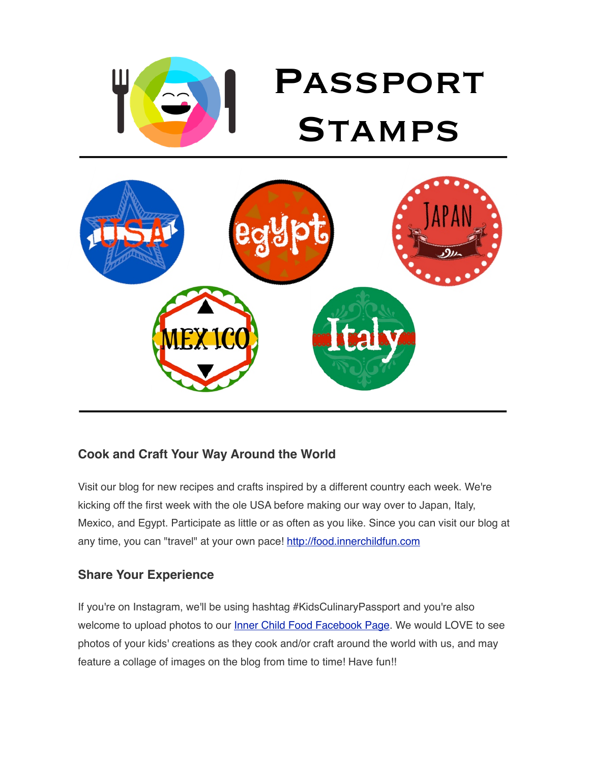# Passport Stamps

USA

egypt

JAPAN

MEXICO

Italy

## Cook and Craft Your Way Around the World

Visit our blog for new recipes and crafts inspired by a different country each week. We're kicking off the first week with the ole USA before making our way over to Japan, Italy, Mexico, and Egypt. Participate as little or as often as you like. Since you can visit our blog at any time, you can "travel" at your own pace! [http://food.innerchildfun.com](http://food.innerchildfun.com)

## Share Your Experience

If you're on Instagram, we'll be using hashtag #KidsCulinaryPassport and you're also welcome to upload photos to our Inner Child Food Facebook Page. We would LOVE to see photos of your kids' creations as they cook and/or craft around the world with us, and may feature a collage of images on the blog from time to time! Have fun!!